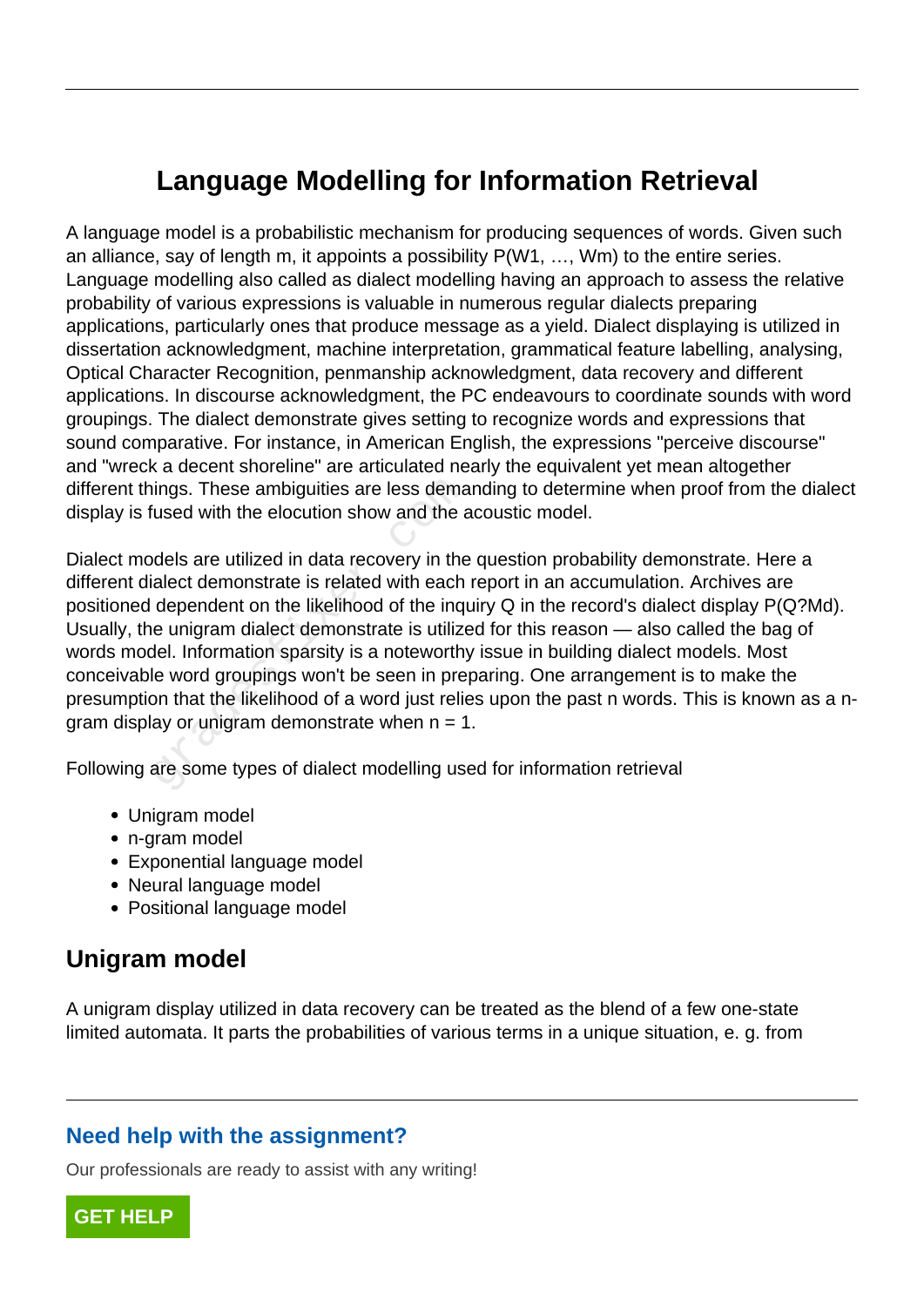# Language Modelling for Information Retrieval

A language model is a probabilistic mechanism for producing sequences of words. Given such an alliance, say of length m, it appoints a possibility P(W1, …, Wm) to the entire series. Language modelling also called as dialect modelling having an approach to assess the relative probability of various expressions is valuable in numerous regular dialects preparing applications, particularly ones that produce message as a yield. Dialect displaying is utilized in dissertation acknowledgment, machine interpretation, grammatical feature labelling, analysing, Optical Character Recognition, penmanship acknowledgment, data recovery and different applications. In discourse acknowledgment, the PC endeavours to coordinate sounds with word groupings. The dialect demonstrate gives setting to recognize words and expressions that sound comparative. For instance, in American English, the expressions "perceive discourse" and "wreck a decent shoreline" are articulated nearly the equivalent yet mean altogether different things. These ambiguities are less demanding to determine when proof from the dialect display is fused with the elocution show and the acoustic model.

Dialect models are utilized in data recovery in the question probability demonstrate. Here a different dialect demonstrate is related with each report in an accumulation. Archives are positioned dependent on the likelihood of the inquiry Q in the record's dialect display P(Q?Md). Usually, the unigram dialect demonstrate is utilized for this reason — also called the bag of words model. Information sparsity is a noteworthy issue in building dialect models. Most conceivable word groupings won't be seen in preparing. One arrangement is to make the presumption that the likelihood of a word just relies upon the past n words. This is known as a n-gram display or unigram demonstrate when n = 1.

Following are some types of dialect modelling used for information retrieval

- Unigram model
- n-gram model
- Exponential language model
- Neural language model
- Positional language model

## Unigram model

A unigram display utilized in data recovery can be treated as the blend of a few one-state limited automata. It parts the probabilities of various terms in a unique situation, e. g. from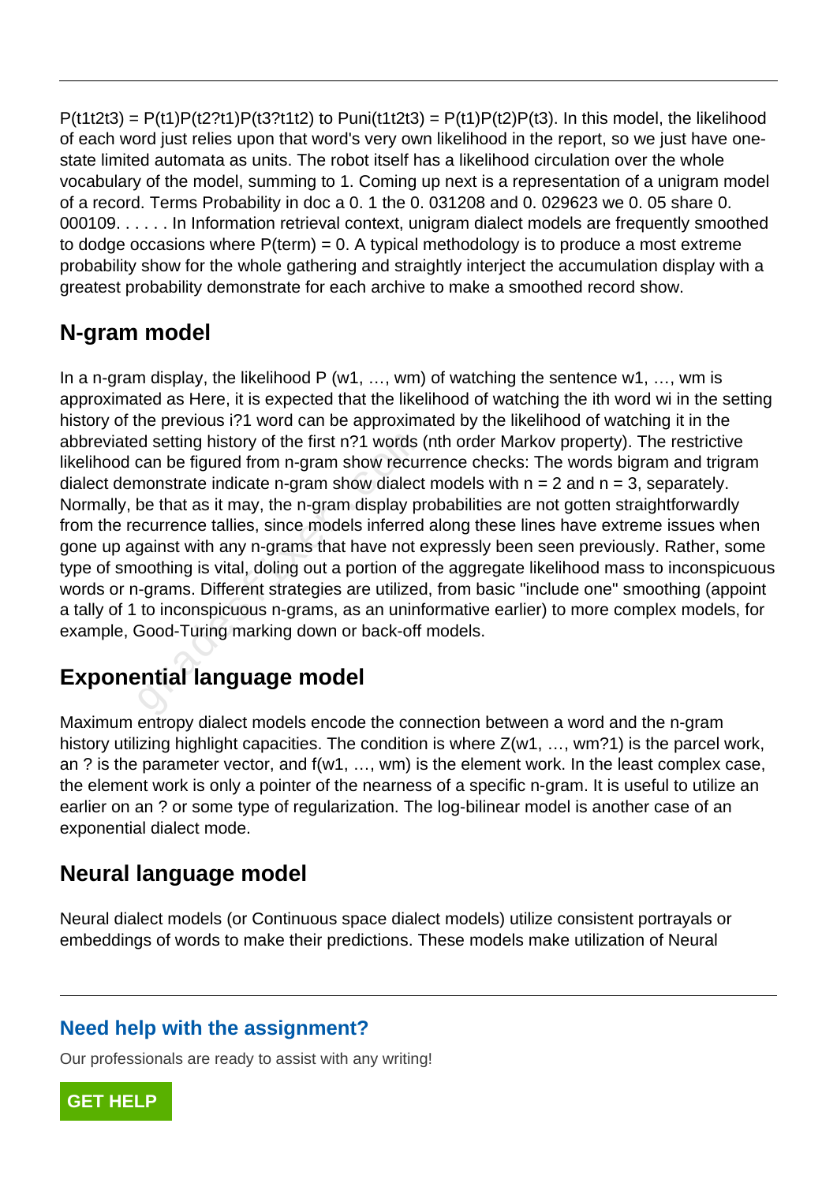$P(t1t2t3) = P(t1)P(t2?t1)P(t3?t1t2)$ to $Puni(t1t2t3) = P(t1)P(t2)P(t3)$. In this model, the likelihood of each word just relies upon that word's very own likelihood in the report, so we just have one-state limited automata as units. The robot itself has a likelihood circulation over the whole vocabulary of the model, summing to 1. Coming up next is a representation of a unigram model of a record. Terms Probability in doc a 0. 1 the 0. 031208 and 0. 029623 we 0. 05 share 0. 000109. . . . . . In Information retrieval context, unigram dialect models are frequently smoothed to dodge occasions where P(term) = 0. A typical methodology is to produce a most extreme probability show for the whole gathering and straightly interject the accumulation display with a greatest probability demonstrate for each archive to make a smoothed record show.

## N-gram model

In a n-gram display, the likelihood P (w1, …, wm) of watching the sentence w1, …, wm is approximated as Here, it is expected that the likelihood of watching the ith word wi in the setting history of the previous i?1 word can be approximated by the likelihood of watching it in the abbreviated setting history of the first n?1 words (nth order Markov property). The restrictive likelihood can be figured from n-gram show recurrence checks: The words bigram and trigram dialect demonstrate indicate n-gram show dialect models with n = 2 and n = 3, separately. Normally, be that as it may, the n-gram display probabilities are not gotten straightforwardly from the recurrence tallies, since models inferred along these lines have extreme issues when gone up against with any n-grams that have not expressly been seen previously. Rather, some type of smoothing is vital, doling out a portion of the aggregate likelihood mass to inconspicuous words or n-grams. Different strategies are utilized, from basic "include one" smoothing (appoint a tally of 1 to inconspicuous n-grams, as an uninformative earlier) to more complex models, for example, Good-Turing marking down or back-off models.

## Exponential language model

Maximum entropy dialect models encode the connection between a word and the n-gram history utilizing highlight capacities. The condition is where Z(w1, …, wm?1) is the parcel work, an ? is the parameter vector, and f(w1, …, wm) is the element work. In the least complex case, the element work is only a pointer of the nearness of a specific n-gram. It is useful to utilize an earlier on an ? or some type of regularization. The log-bilinear model is another case of an exponential dialect mode.

## Neural language model

Neural dialect models (or Continuous space dialect models) utilize consistent portrayals or embeddings of words to make their predictions. These models make utilization of Neural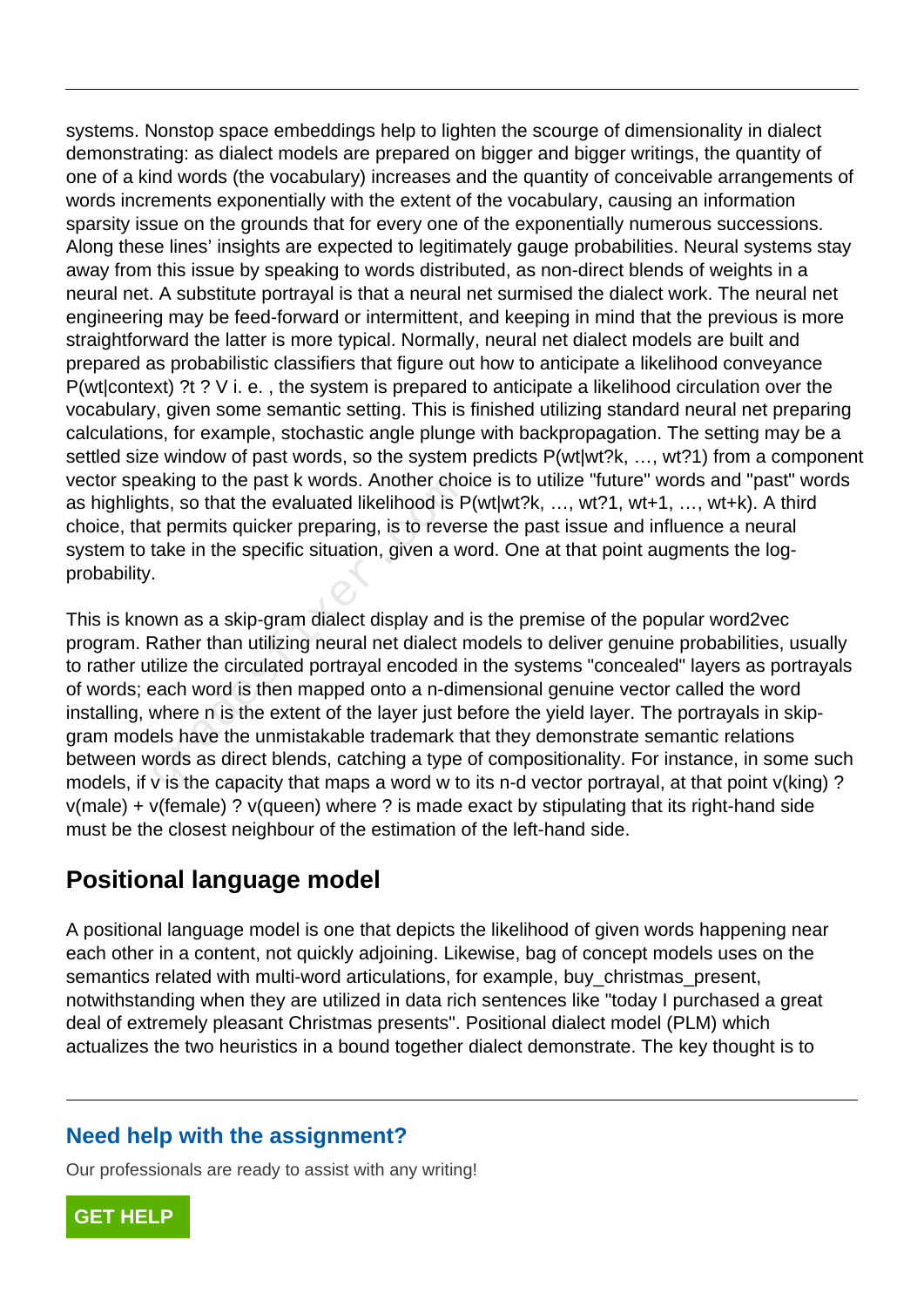systems. Nonstop space embeddings help to lighten the scourge of dimensionality in dialect demonstrating: as dialect models are prepared on bigger and bigger writings, the quantity of one of a kind words (the vocabulary) increases and the quantity of conceivable arrangements of words increments exponentially with the extent of the vocabulary, causing an information sparsity issue on the grounds that for every one of the exponentially numerous successions. Along these lines' insights are expected to legitimately gauge probabilities. Neural systems stay away from this issue by speaking to words distributed, as non-direct blends of weights in a neural net. A substitute portrayal is that a neural net surmised the dialect work. The neural net engineering may be feed-forward or intermittent, and keeping in mind that the previous is more straightforward the latter is more typical. Normally, neural net dialect models are built and prepared as probabilistic classifiers that figure out how to anticipate a likelihood conveyance P(wt|context) ?t ? V i. e. , the system is prepared to anticipate a likelihood circulation over the vocabulary, given some semantic setting. This is finished utilizing standard neural net preparing calculations, for example, stochastic angle plunge with backpropagation. The setting may be a settled size window of past words, so the system predicts P(wt|wt?k, …, wt?1) from a component vector speaking to the past k words. Another choice is to utilize "future" words and "past" words as highlights, so that the evaluated likelihood is P(wt|wt?k, …, wt?1, wt+1, …, wt+k). A third choice, that permits quicker preparing, is to reverse the past issue and influence a neural system to take in the specific situation, given a word. One at that point augments the log-probability.

This is known as a skip-gram dialect display and is the premise of the popular word2vec program. Rather than utilizing neural net dialect models to deliver genuine probabilities, usually to rather utilize the circulated portrayal encoded in the systems "concealed" layers as portrayals of words; each word is then mapped onto a n-dimensional genuine vector called the word installing, where n is the extent of the layer just before the yield layer. The portrayals in skip-gram models have the unmistakable trademark that they demonstrate semantic relations between words as direct blends, catching a type of compositionality. For instance, in some such models, if v is the capacity that maps a word w to its n-d vector portrayal, at that point v(king) ? v(male) + v(female) ? v(queen) where ? is made exact by stipulating that its right-hand side must be the closest neighbour of the estimation of the left-hand side.

## Positional language model

A positional language model is one that depicts the likelihood of given words happening near each other in a content, not quickly adjoining. Likewise, bag of concept models uses on the semantics related with multi-word articulations, for example, buy_christmas_present, notwithstanding when they are utilized in data rich sentences like "today I purchased a great deal of extremely pleasant Christmas presents". Positional dialect model (PLM) which actualizes the two heuristics in a bound together dialect demonstrate. The key thought is to

**Need help with the assignment?**

Our professionals are ready to assist with any writing!

**GET HELP**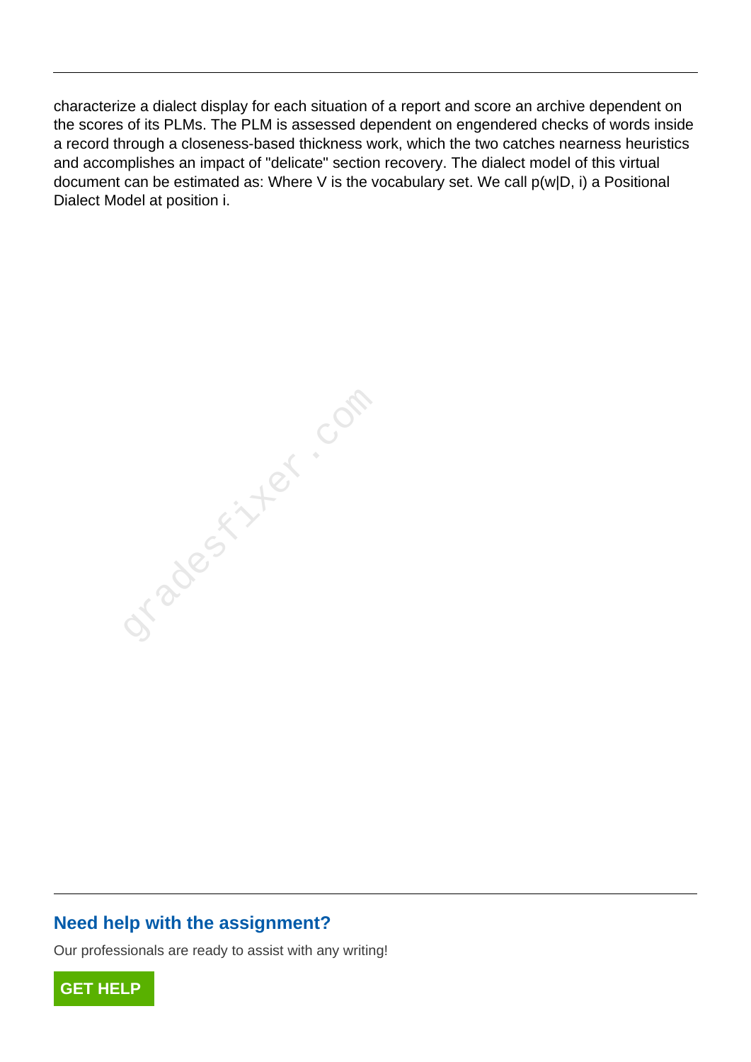characterize a dialect display for each situation of a report and score an archive dependent on the scores of its PLMs. The PLM is assessed dependent on engendered checks of words inside a record through a closeness-based thickness work, which the two catches nearness heuristics and accomplishes an impact of "delicate" section recovery. The dialect model of this virtual document can be estimated as: Where V is the vocabulary set. We call p(w|D, i) a Positional Dialect Model at position i.